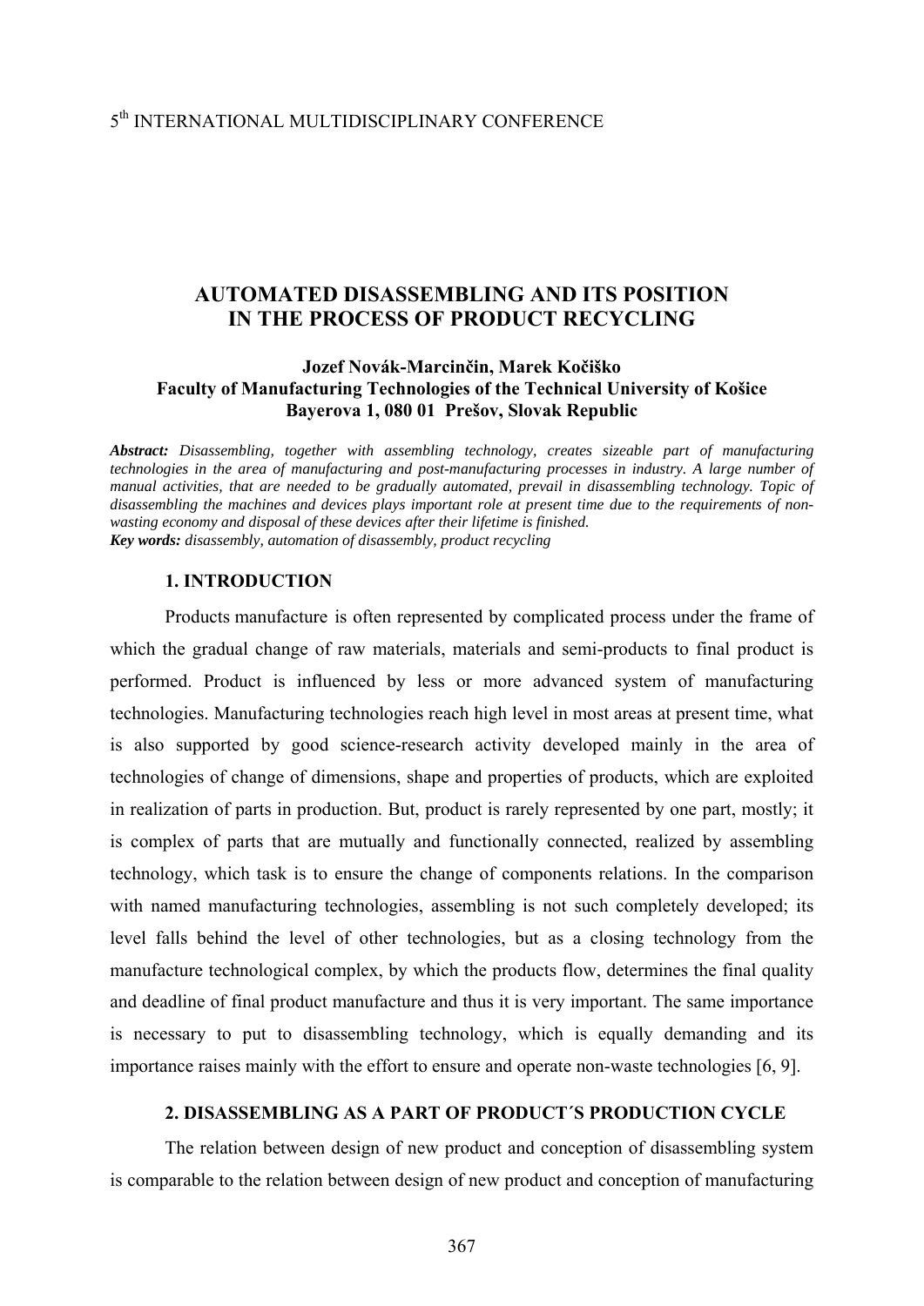5th INTERNATIONAL MULTIDISCIPLINARY CONFERENCE

# AUTOMATED DISASSEMBLING AND ITS POSITION IN THE PROCESS OF PRODUCT RECYCLING

**Jozef Novák-Marcinčin, Marek Kočiško**
**Faculty of Manufacturing Technologies of the Technical University of Košice**
**Bayerova 1, 080 01 Prešov, Slovak Republic**

***Abstract:*** *Disassembling, together with assembling technology, creates sizeable part of manufacturing technologies in the area of manufacturing and post-manufacturing processes in industry. A large number of manual activities, that are needed to be gradually automated, prevail in disassembling technology. Topic of disassembling the machines and devices plays important role at present time due to the requirements of non-wasting economy and disposal of these devices after their lifetime is finished.*
***Key words:*** *disassembly, automation of disassembly, product recycling*

## 1. INTRODUCTION

Products manufacture is often represented by complicated process under the frame of which the gradual change of raw materials, materials and semi-products to final product is performed. Product is influenced by less or more advanced system of manufacturing technologies. Manufacturing technologies reach high level in most areas at present time, what is also supported by good science-research activity developed mainly in the area of technologies of change of dimensions, shape and properties of products, which are exploited in realization of parts in production. But, product is rarely represented by one part, mostly; it is complex of parts that are mutually and functionally connected, realized by assembling technology, which task is to ensure the change of components relations. In the comparison with named manufacturing technologies, assembling is not such completely developed; its level falls behind the level of other technologies, but as a closing technology from the manufacture technological complex, by which the products flow, determines the final quality and deadline of final product manufacture and thus it is very important. The same importance is necessary to put to disassembling technology, which is equally demanding and its importance raises mainly with the effort to ensure and operate non-waste technologies [6, 9].

## 2. DISASSEMBLING AS A PART OF PRODUCT´S PRODUCTION CYCLE

The relation between design of new product and conception of disassembling system is comparable to the relation between design of new product and conception of manufacturing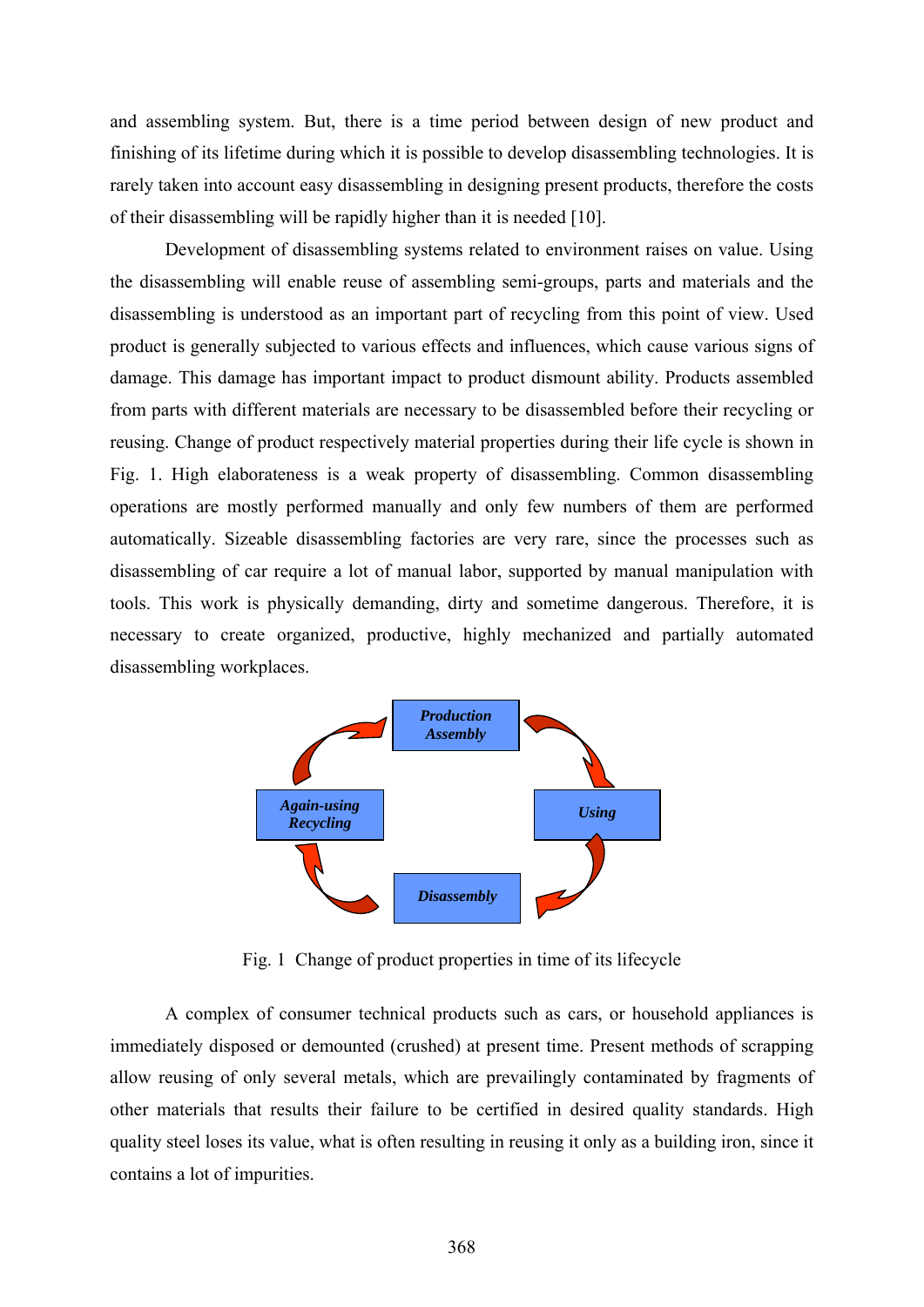and assembling system. But, there is a time period between design of new product and finishing of its lifetime during which it is possible to develop disassembling technologies. It is rarely taken into account easy disassembling in designing present products, therefore the costs of their disassembling will be rapidly higher than it is needed [10].

Development of disassembling systems related to environment raises on value. Using the disassembling will enable reuse of assembling semi-groups, parts and materials and the disassembling is understood as an important part of recycling from this point of view. Used product is generally subjected to various effects and influences, which cause various signs of damage. This damage has important impact to product dismount ability. Products assembled from parts with different materials are necessary to be disassembled before their recycling or reusing. Change of product respectively material properties during their life cycle is shown in Fig. 1. High elaborateness is a weak property of disassembling. Common disassembling operations are mostly performed manually and only few numbers of them are performed automatically. Sizeable disassembling factories are very rare, since the processes such as disassembling of car require a lot of manual labor, supported by manual manipulation with tools. This work is physically demanding, dirty and sometime dangerous. Therefore, it is necessary to create organized, productive, highly mechanized and partially automated disassembling workplaces.

Fig. 1 Change of product properties in time of its lifecycle

A complex of consumer technical products such as cars, or household appliances is immediately disposed or demounted (crushed) at present time. Present methods of scrapping allow reusing of only several metals, which are prevailingly contaminated by fragments of other materials that results their failure to be certified in desired quality standards. High quality steel loses its value, what is often resulting in reusing it only as a building iron, since it contains a lot of impurities.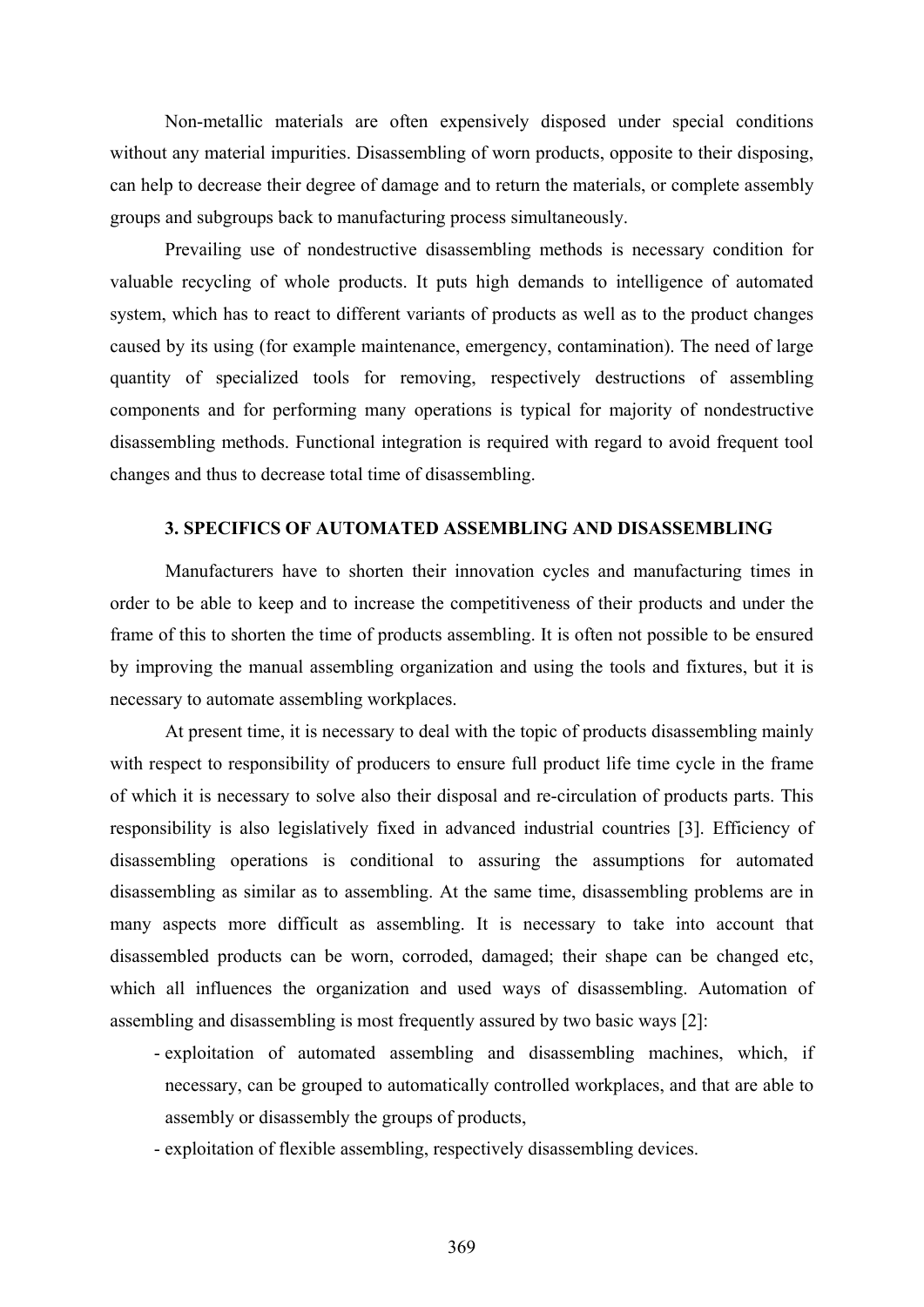Non-metallic materials are often expensively disposed under special conditions without any material impurities. Disassembling of worn products, opposite to their disposing, can help to decrease their degree of damage and to return the materials, or complete assembly groups and subgroups back to manufacturing process simultaneously.

Prevailing use of nondestructive disassembling methods is necessary condition for valuable recycling of whole products. It puts high demands to intelligence of automated system, which has to react to different variants of products as well as to the product changes caused by its using (for example maintenance, emergency, contamination). The need of large quantity of specialized tools for removing, respectively destructions of assembling components and for performing many operations is typical for majority of nondestructive disassembling methods. Functional integration is required with regard to avoid frequent tool changes and thus to decrease total time of disassembling.

## 3. SPECIFICS OF AUTOMATED ASSEMBLING AND DISASSEMBLING

Manufacturers have to shorten their innovation cycles and manufacturing times in order to be able to keep and to increase the competitiveness of their products and under the frame of this to shorten the time of products assembling. It is often not possible to be ensured by improving the manual assembling organization and using the tools and fixtures, but it is necessary to automate assembling workplaces.

At present time, it is necessary to deal with the topic of products disassembling mainly with respect to responsibility of producers to ensure full product life time cycle in the frame of which it is necessary to solve also their disposal and re-circulation of products parts. This responsibility is also legislatively fixed in advanced industrial countries [3]. Efficiency of disassembling operations is conditional to assuring the assumptions for automated disassembling as similar as to assembling. At the same time, disassembling problems are in many aspects more difficult as assembling. It is necessary to take into account that disassembled products can be worn, corroded, damaged; their shape can be changed etc, which all influences the organization and used ways of disassembling. Automation of assembling and disassembling is most frequently assured by two basic ways [2]:

- exploitation of automated assembling and disassembling machines, which, if necessary, can be grouped to automatically controlled workplaces, and that are able to assembly or disassembly the groups of products,
- exploitation of flexible assembling, respectively disassembling devices.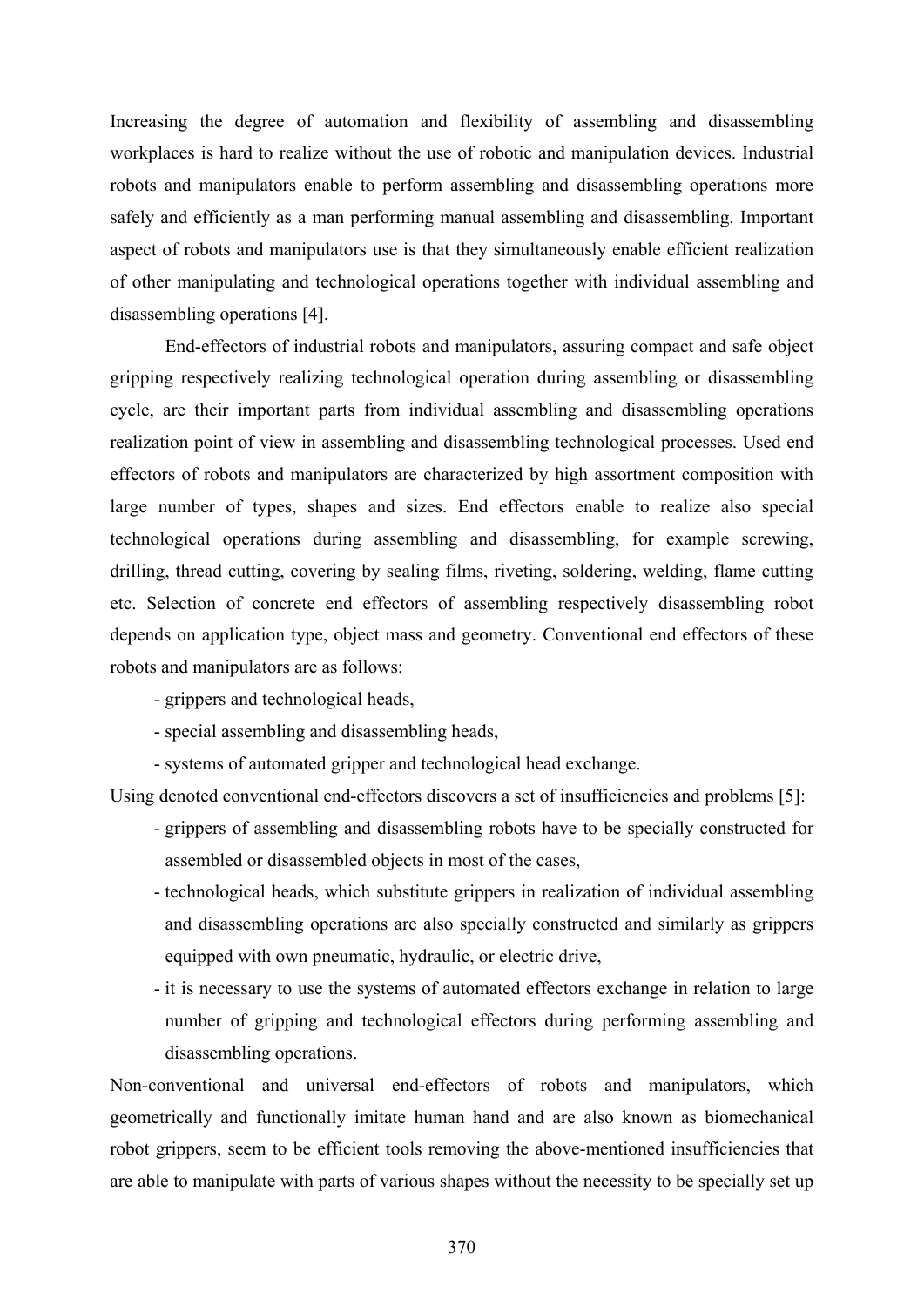Increasing the degree of automation and flexibility of assembling and disassembling workplaces is hard to realize without the use of robotic and manipulation devices. Industrial robots and manipulators enable to perform assembling and disassembling operations more safely and efficiently as a man performing manual assembling and disassembling. Important aspect of robots and manipulators use is that they simultaneously enable efficient realization of other manipulating and technological operations together with individual assembling and disassembling operations [4].

End-effectors of industrial robots and manipulators, assuring compact and safe object gripping respectively realizing technological operation during assembling or disassembling cycle, are their important parts from individual assembling and disassembling operations realization point of view in assembling and disassembling technological processes. Used end effectors of robots and manipulators are characterized by high assortment composition with large number of types, shapes and sizes. End effectors enable to realize also special technological operations during assembling and disassembling, for example screwing, drilling, thread cutting, covering by sealing films, riveting, soldering, welding, flame cutting etc. Selection of concrete end effectors of assembling respectively disassembling robot depends on application type, object mass and geometry. Conventional end effectors of these robots and manipulators are as follows:

- grippers and technological heads,
- special assembling and disassembling heads,
- systems of automated gripper and technological head exchange.

Using denoted conventional end-effectors discovers a set of insufficiencies and problems [5]:

- grippers of assembling and disassembling robots have to be specially constructed for assembled or disassembled objects in most of the cases,
- technological heads, which substitute grippers in realization of individual assembling and disassembling operations are also specially constructed and similarly as grippers equipped with own pneumatic, hydraulic, or electric drive,
- it is necessary to use the systems of automated effectors exchange in relation to large number of gripping and technological effectors during performing assembling and disassembling operations.

Non-conventional and universal end-effectors of robots and manipulators, which geometrically and functionally imitate human hand and are also known as biomechanical robot grippers, seem to be efficient tools removing the above-mentioned insufficiencies that are able to manipulate with parts of various shapes without the necessity to be specially set up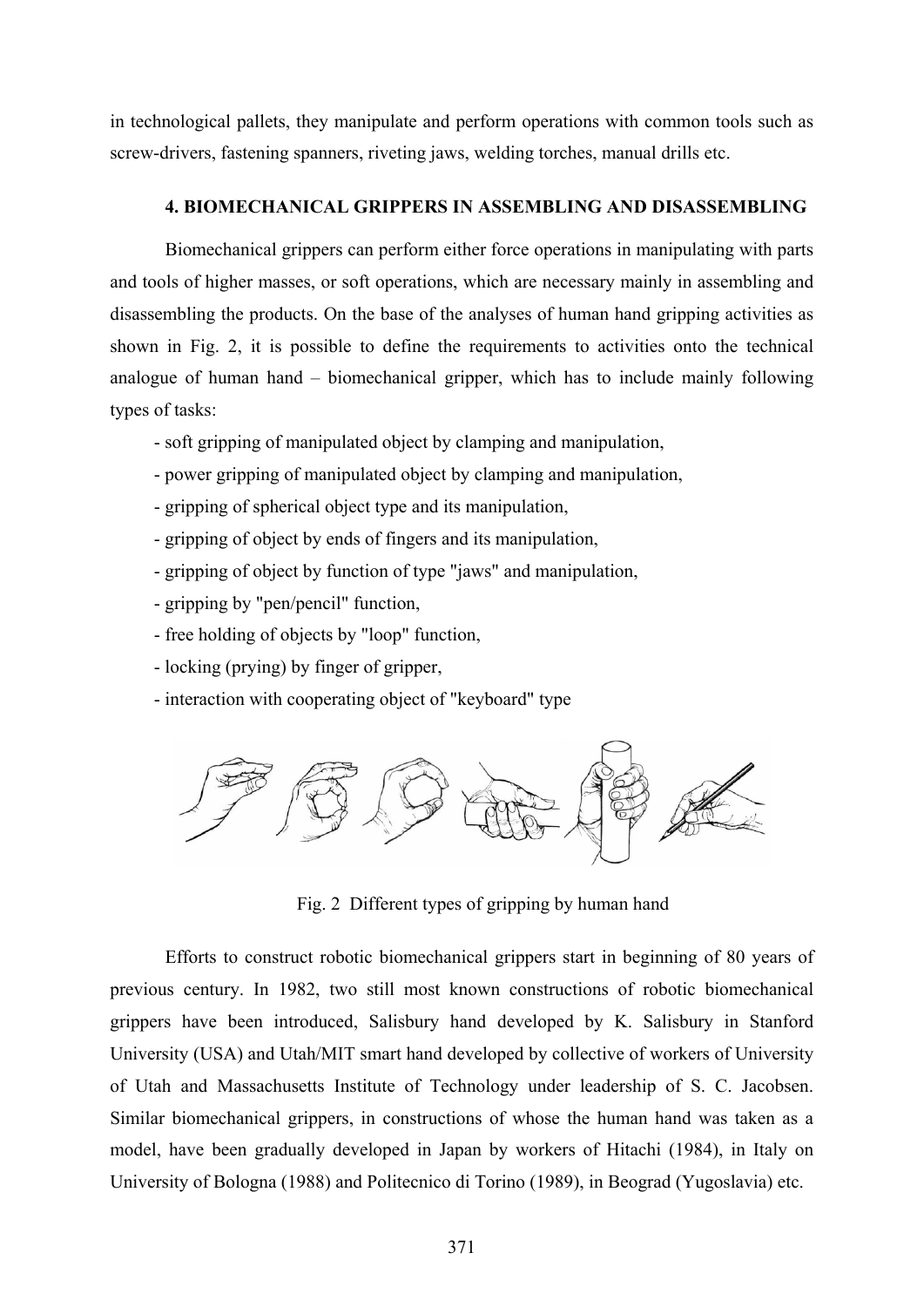in technological pallets, they manipulate and perform operations with common tools such as screw-drivers, fastening spanners, riveting jaws, welding torches, manual drills etc.

## 4. BIOMECHANICAL GRIPPERS IN ASSEMBLING AND DISASSEMBLING

Biomechanical grippers can perform either force operations in manipulating with parts and tools of higher masses, or soft operations, which are necessary mainly in assembling and disassembling the products. On the base of the analyses of human hand gripping activities as shown in Fig. 2, it is possible to define the requirements to activities onto the technical analogue of human hand – biomechanical gripper, which has to include mainly following types of tasks:

- soft gripping of manipulated object by clamping and manipulation,
- power gripping of manipulated object by clamping and manipulation,
- gripping of spherical object type and its manipulation,
- gripping of object by ends of fingers and its manipulation,
- gripping of object by function of type "jaws" and manipulation,
- gripping by "pen/pencil" function,
- free holding of objects by "loop" function,
- locking (prying) by finger of gripper,
- interaction with cooperating object of "keyboard" type

Fig. 2 Different types of gripping by human hand

Efforts to construct robotic biomechanical grippers start in beginning of 80 years of previous century. In 1982, two still most known constructions of robotic biomechanical grippers have been introduced, Salisbury hand developed by K. Salisbury in Stanford University (USA) and Utah/MIT smart hand developed by collective of workers of University of Utah and Massachusetts Institute of Technology under leadership of S. C. Jacobsen. Similar biomechanical grippers, in constructions of whose the human hand was taken as a model, have been gradually developed in Japan by workers of Hitachi (1984), in Italy on University of Bologna (1988) and Politecnico di Torino (1989), in Beograd (Yugoslavia) etc.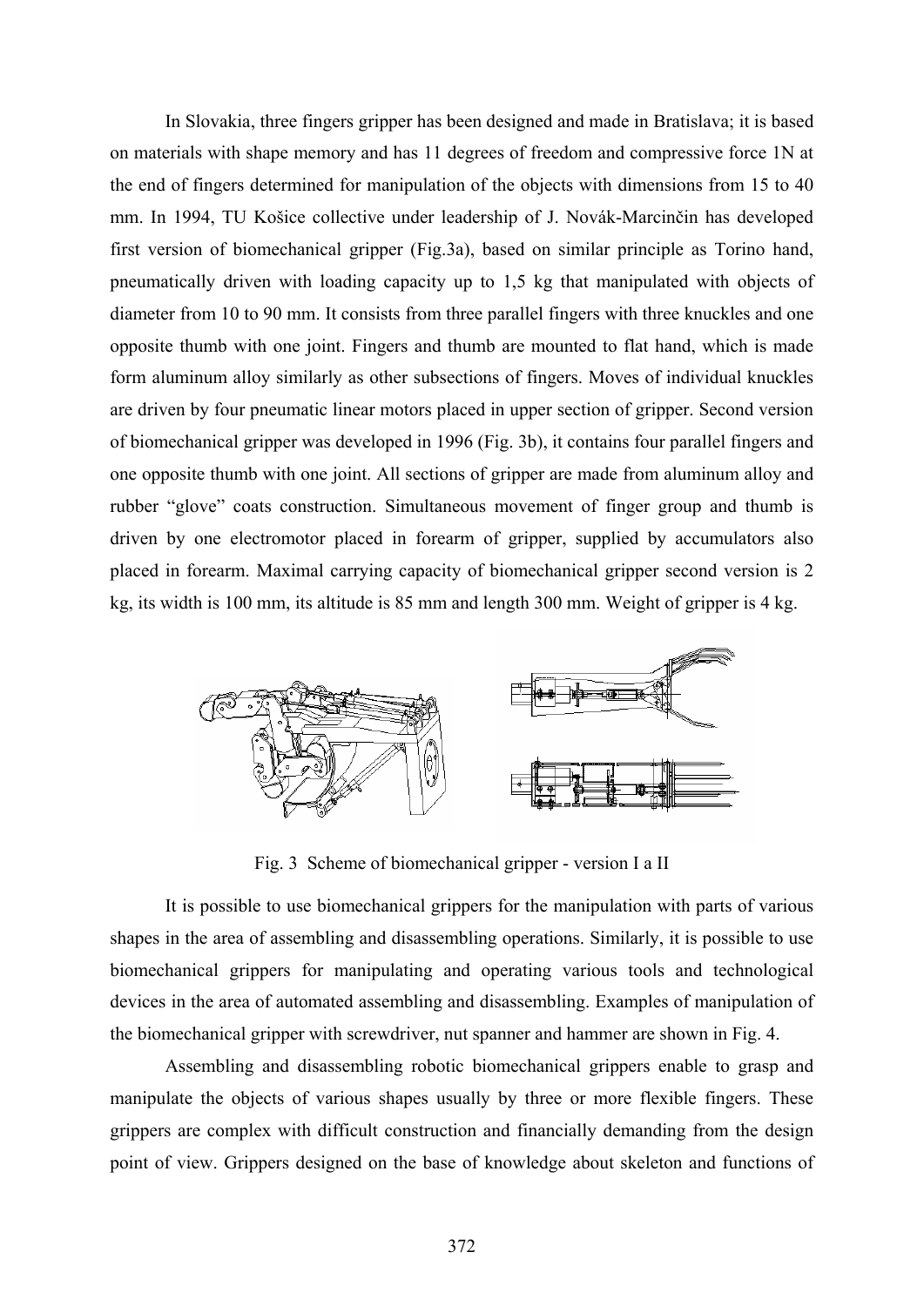In Slovakia, three fingers gripper has been designed and made in Bratislava; it is based on materials with shape memory and has 11 degrees of freedom and compressive force 1N at the end of fingers determined for manipulation of the objects with dimensions from 15 to 40 mm. In 1994, TU Košice collective under leadership of J. Novák-Marcinčin has developed first version of biomechanical gripper (Fig.3a), based on similar principle as Torino hand, pneumatically driven with loading capacity up to 1,5 kg that manipulated with objects of diameter from 10 to 90 mm. It consists from three parallel fingers with three knuckles and one opposite thumb with one joint. Fingers and thumb are mounted to flat hand, which is made form aluminum alloy similarly as other subsections of fingers. Moves of individual knuckles are driven by four pneumatic linear motors placed in upper section of gripper. Second version of biomechanical gripper was developed in 1996 (Fig. 3b), it contains four parallel fingers and one opposite thumb with one joint. All sections of gripper are made from aluminum alloy and rubber "glove" coats construction. Simultaneous movement of finger group and thumb is driven by one electromotor placed in forearm of gripper, supplied by accumulators also placed in forearm. Maximal carrying capacity of biomechanical gripper second version is 2 kg, its width is 100 mm, its altitude is 85 mm and length 300 mm. Weight of gripper is 4 kg.

Fig. 3 Scheme of biomechanical gripper - version I a II

It is possible to use biomechanical grippers for the manipulation with parts of various shapes in the area of assembling and disassembling operations. Similarly, it is possible to use biomechanical grippers for manipulating and operating various tools and technological devices in the area of automated assembling and disassembling. Examples of manipulation of the biomechanical gripper with screwdriver, nut spanner and hammer are shown in Fig. 4.

Assembling and disassembling robotic biomechanical grippers enable to grasp and manipulate the objects of various shapes usually by three or more flexible fingers. These grippers are complex with difficult construction and financially demanding from the design point of view. Grippers designed on the base of knowledge about skeleton and functions of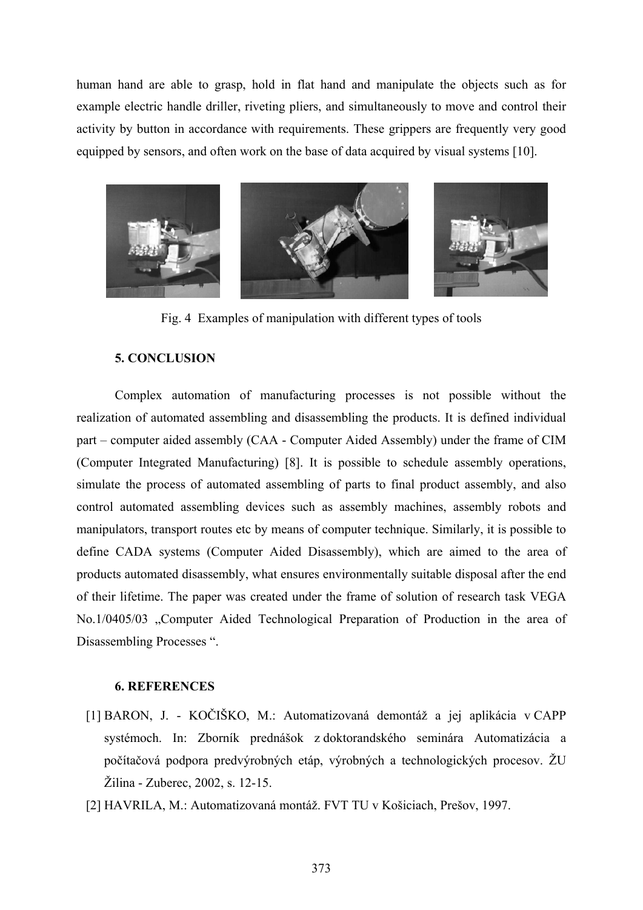human hand are able to grasp, hold in flat hand and manipulate the objects such as for example electric handle driller, riveting pliers, and simultaneously to move and control their activity by button in accordance with requirements. These grippers are frequently very good equipped by sensors, and often work on the base of data acquired by visual systems [10].

Fig. 4 Examples of manipulation with different types of tools

### 5. CONCLUSION

Complex automation of manufacturing processes is not possible without the realization of automated assembling and disassembling the products. It is defined individual part – computer aided assembly (CAA - Computer Aided Assembly) under the frame of CIM (Computer Integrated Manufacturing) [8]. It is possible to schedule assembly operations, simulate the process of automated assembling of parts to final product assembly, and also control automated assembling devices such as assembly machines, assembly robots and manipulators, transport routes etc by means of computer technique. Similarly, it is possible to define CADA systems (Computer Aided Disassembly), which are aimed to the area of products automated disassembly, what ensures environmentally suitable disposal after the end of their lifetime. The paper was created under the frame of solution of research task VEGA No.1/0405/03 „Computer Aided Technological Preparation of Production in the area of Disassembling Processes ".

### 6. REFERENCES

[1] BARON, J. - KOČIŠKO, M.: Automatizovaná demontáž a jej aplikácia v CAPP systémoch. In: Zborník prednášok z doktorandského seminára Automatizácia a počítačová podpora predvýrobných etáp, výrobných a technologických procesov. ŽU Žilina - Zuberec, 2002, s. 12-15.

[2] HAVRILA, M.: Automatizovaná montáž. FVT TU v Košiciach, Prešov, 1997.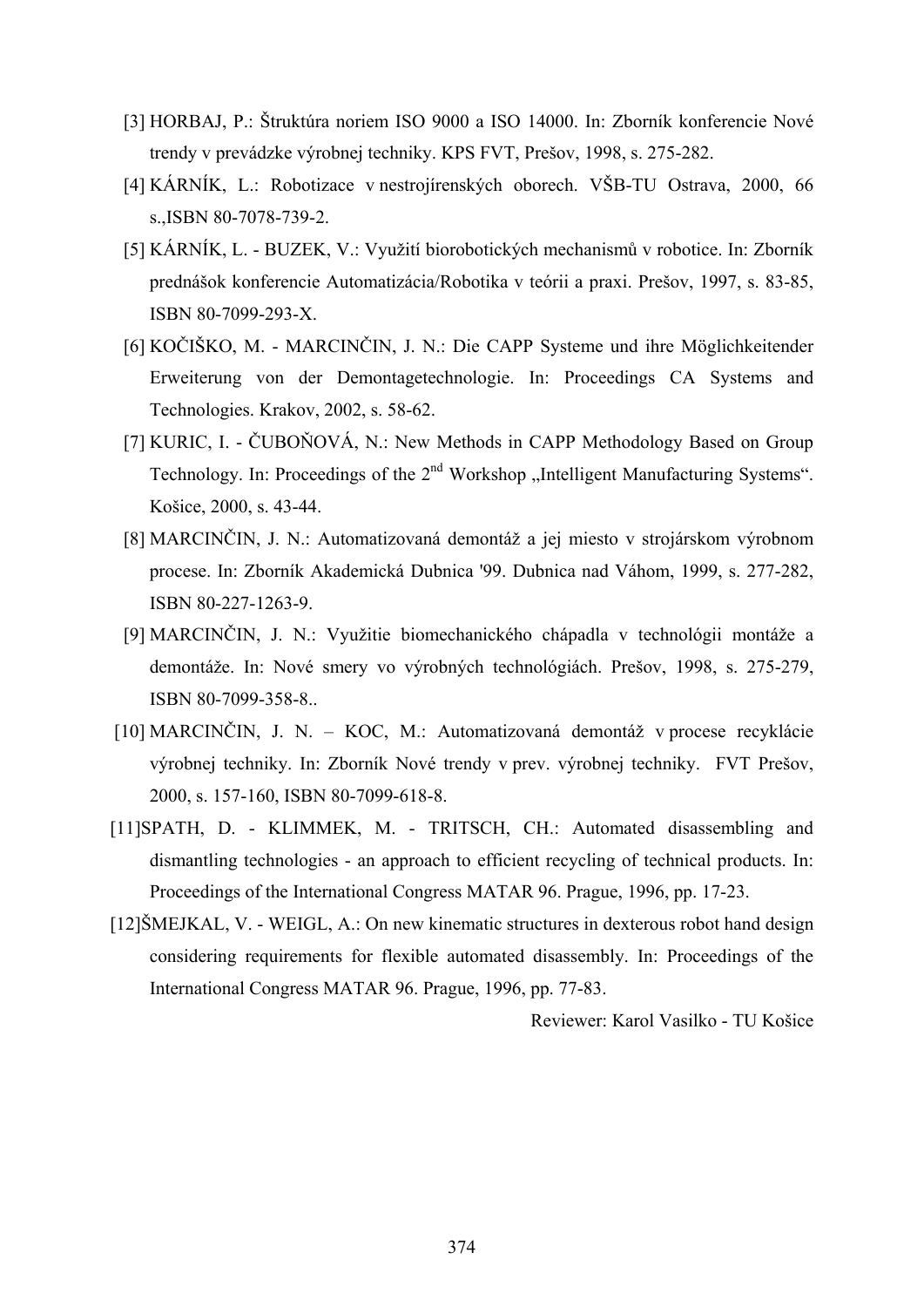[3] HORBAJ, P.: Štruktúra noriem ISO 9000 a ISO 14000. In: Zborník konferencie Nové trendy v prevádzke výrobnej techniky. KPS FVT, Prešov, 1998, s. 275-282.

[4] KÁRNÍK, L.: Robotizace v nestrojírenských oborech. VŠB-TU Ostrava, 2000, 66 s.,ISBN 80-7078-739-2.

[5] KÁRNÍK, L. - BUZEK, V.: Využití biorobotických mechanismů v robotice. In: Zborník prednášok konferencie Automatizácia/Robotika v teórii a praxi. Prešov, 1997, s. 83-85, ISBN 80-7099-293-X.

[6] KOČIŠKO, M. - MARCINČIN, J. N.: Die CAPP Systeme und ihre Möglichkeitender Erweiterung von der Demontagetechnologie. In: Proceedings CA Systems and Technologies. Krakov, 2002, s. 58-62.

[7] KURIC, I. - ČUBOŇOVÁ, N.: New Methods in CAPP Methodology Based on Group Technology. In: Proceedings of the 2nd Workshop „Intelligent Manufacturing Systems“. Košice, 2000, s. 43-44.

[8] MARCINČIN, J. N.: Automatizovaná demontáž a jej miesto v strojárskom výrobnom procese. In: Zborník Akademická Dubnica '99. Dubnica nad Váhom, 1999, s. 277-282, ISBN 80-227-1263-9.

[9] MARCINČIN, J. N.: Využitie biomechanického chápadla v technológii montáže a demontáže. In: Nové smery vo výrobných technológiách. Prešov, 1998, s. 275-279, ISBN 80-7099-358-8..

[10] MARCINČIN, J. N. – KOC, M.: Automatizovaná demontáž v procese recyklácie výrobnej techniky. In: Zborník Nové trendy v prev. výrobnej techniky. FVT Prešov, 2000, s. 157-160, ISBN 80-7099-618-8.

[11]SPATH, D. - KLIMMEK, M. - TRITSCH, CH.: Automated disassembling and dismantling technologies - an approach to efficient recycling of technical products. In: Proceedings of the International Congress MATAR 96. Prague, 1996, pp. 17-23.

[12]ŠMEJKAL, V. - WEIGL, A.: On new kinematic structures in dexterous robot hand design considering requirements for flexible automated disassembly. In: Proceedings of the International Congress MATAR 96. Prague, 1996, pp. 77-83.

Reviewer: Karol Vasilko - TU Košice